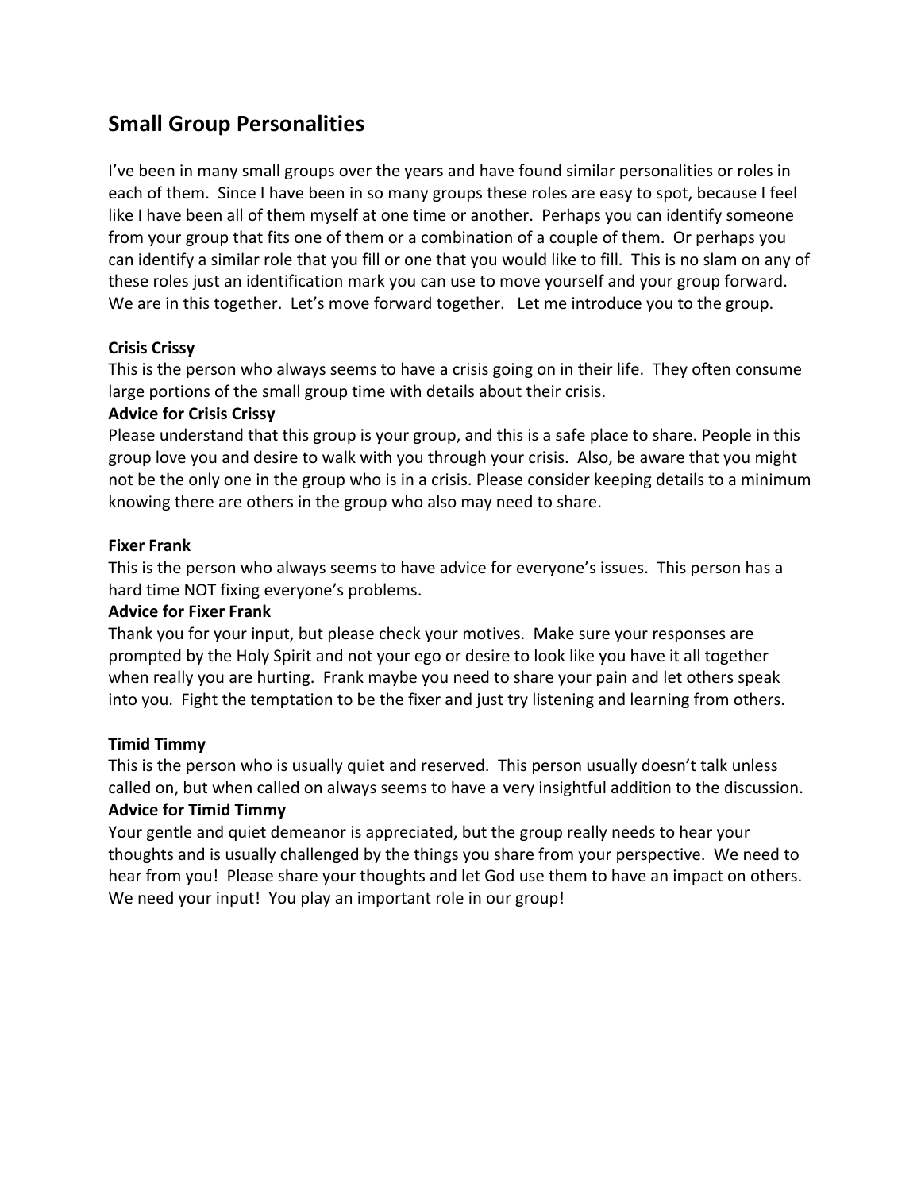## Small Group Personalities

I've been in many small groups over the years and have found similar personalities or roles in each of them. Since I have been in so many groups these roles are easy to spot, because I feel like I have been all of them myself at one time or another. Perhaps you can identify someone from your group that fits one of them or a combination of a couple of them. Or perhaps you can identify a similar role that you fill or one that you would like to fill. This is no slam on any of these roles just an identification mark you can use to move yourself and your group forward. We are in this together. Let's move forward together. Let me introduce you to the group.

**Crisis Crissy**
This is the person who always seems to have a crisis going on in their life. They often consume large portions of the small group time with details about their crisis.

**Advice for Crisis Crissy**
Please understand that this group is your group, and this is a safe place to share. People in this group love you and desire to walk with you through your crisis. Also, be aware that you might not be the only one in the group who is in a crisis. Please consider keeping details to a minimum knowing there are others in the group who also may need to share.

**Fixer Frank**
This is the person who always seems to have advice for everyone's issues. This person has a hard time NOT fixing everyone's problems.

**Advice for Fixer Frank**
Thank you for your input, but please check your motives. Make sure your responses are prompted by the Holy Spirit and not your ego or desire to look like you have it all together when really you are hurting. Frank maybe you need to share your pain and let others speak into you. Fight the temptation to be the fixer and just try listening and learning from others.

**Timid Timmy**
This is the person who is usually quiet and reserved. This person usually doesn't talk unless called on, but when called on always seems to have a very insightful addition to the discussion.

**Advice for Timid Timmy**
Your gentle and quiet demeanor is appreciated, but the group really needs to hear your thoughts and is usually challenged by the things you share from your perspective. We need to hear from you! Please share your thoughts and let God use them to have an impact on others. We need your input! You play an important role in our group!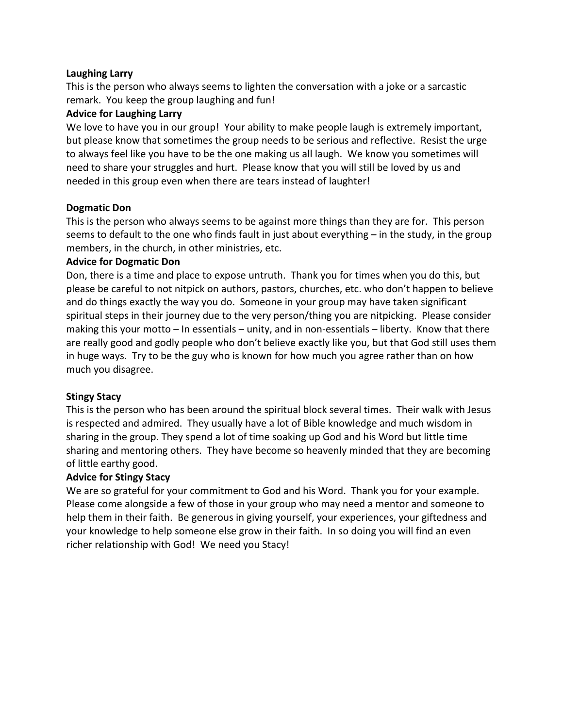**Laughing Larry**

This is the person who always seems to lighten the conversation with a joke or a sarcastic remark. You keep the group laughing and fun!

**Advice for Laughing Larry**

We love to have you in our group! Your ability to make people laugh is extremely important, but please know that sometimes the group needs to be serious and reflective. Resist the urge to always feel like you have to be the one making us all laugh. We know you sometimes will need to share your struggles and hurt. Please know that you will still be loved by us and needed in this group even when there are tears instead of laughter!

**Dogmatic Don**

This is the person who always seems to be against more things than they are for. This person seems to default to the one who finds fault in just about everything – in the study, in the group members, in the church, in other ministries, etc.

**Advice for Dogmatic Don**

Don, there is a time and place to expose untruth. Thank you for times when you do this, but please be careful to not nitpick on authors, pastors, churches, etc. who don't happen to believe and do things exactly the way you do. Someone in your group may have taken significant spiritual steps in their journey due to the very person/thing you are nitpicking. Please consider making this your motto – In essentials – unity, and in non-essentials – liberty. Know that there are really good and godly people who don't believe exactly like you, but that God still uses them in huge ways. Try to be the guy who is known for how much you agree rather than on how much you disagree.

**Stingy Stacy**

This is the person who has been around the spiritual block several times. Their walk with Jesus is respected and admired. They usually have a lot of Bible knowledge and much wisdom in sharing in the group. They spend a lot of time soaking up God and his Word but little time sharing and mentoring others. They have become so heavenly minded that they are becoming of little earthy good.

**Advice for Stingy Stacy**

We are so grateful for your commitment to God and his Word. Thank you for your example. Please come alongside a few of those in your group who may need a mentor and someone to help them in their faith. Be generous in giving yourself, your experiences, your giftedness and your knowledge to help someone else grow in their faith. In so doing you will find an even richer relationship with God! We need you Stacy!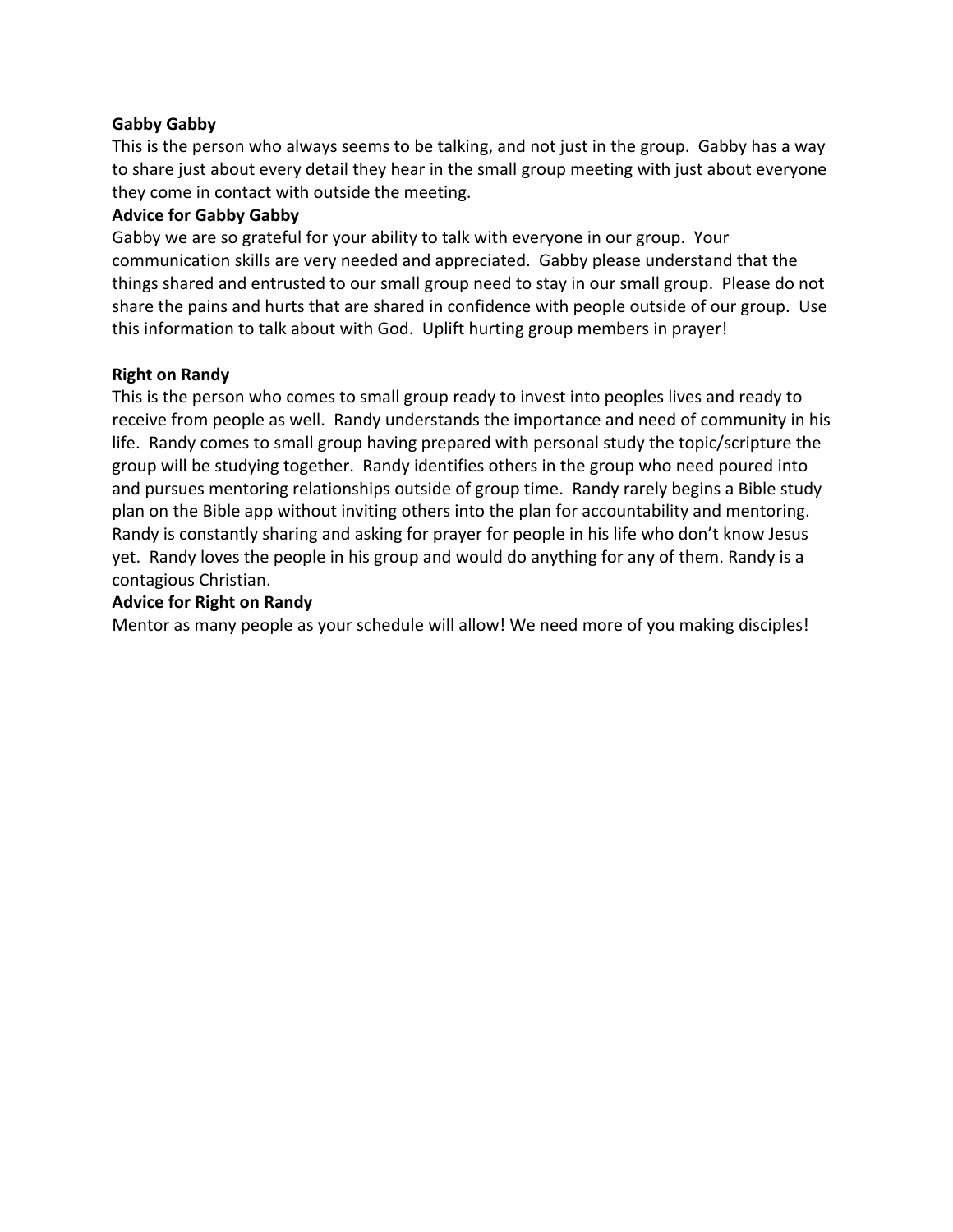**Gabby Gabby**

This is the person who always seems to be talking, and not just in the group. Gabby has a way to share just about every detail they hear in the small group meeting with just about everyone they come in contact with outside the meeting.

**Advice for Gabby Gabby**

Gabby we are so grateful for your ability to talk with everyone in our group. Your communication skills are very needed and appreciated. Gabby please understand that the things shared and entrusted to our small group need to stay in our small group. Please do not share the pains and hurts that are shared in confidence with people outside of our group. Use this information to talk about with God. Uplift hurting group members in prayer!

**Right on Randy**

This is the person who comes to small group ready to invest into peoples lives and ready to receive from people as well. Randy understands the importance and need of community in his life. Randy comes to small group having prepared with personal study the topic/scripture the group will be studying together. Randy identifies others in the group who need poured into and pursues mentoring relationships outside of group time. Randy rarely begins a Bible study plan on the Bible app without inviting others into the plan for accountability and mentoring. Randy is constantly sharing and asking for prayer for people in his life who don't know Jesus yet. Randy loves the people in his group and would do anything for any of them. Randy is a contagious Christian.

**Advice for Right on Randy**

Mentor as many people as your schedule will allow! We need more of you making disciples!